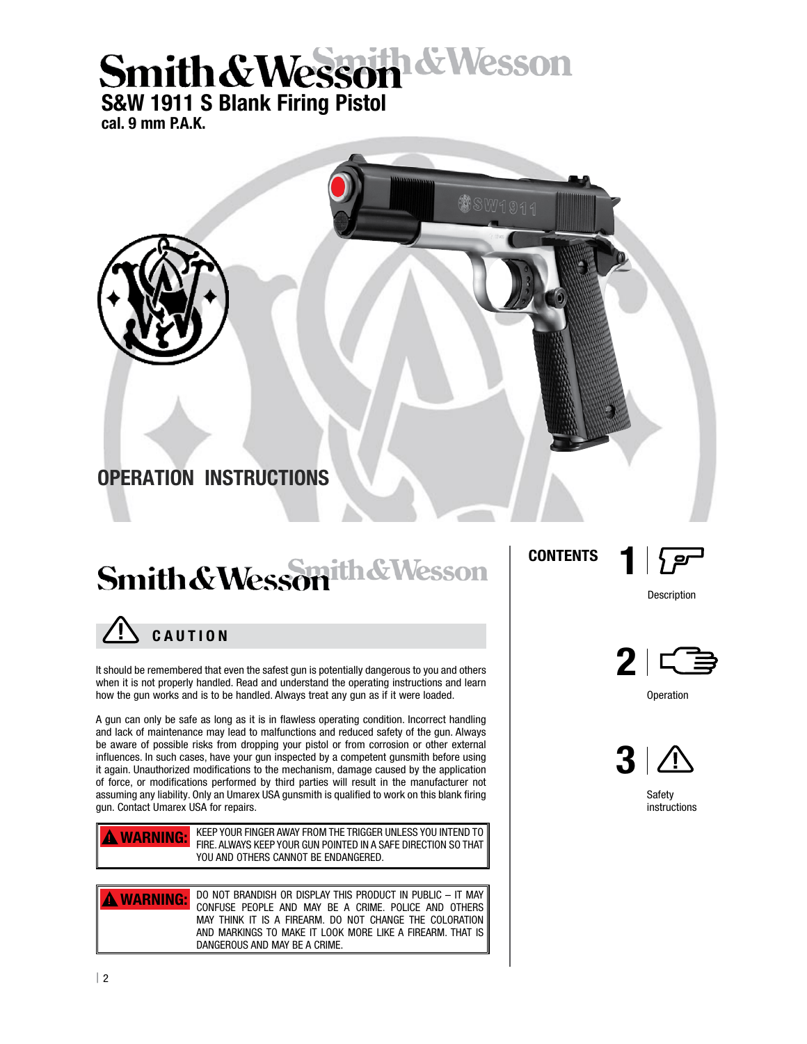# Smith & Wesson

## S&W 1911 S Blank Firing Pistol

**cal. 9 mm P.A.K.**

## OPERATION INSTRUCTIONS

# Smith & Wesson

### CAUTION

It should be remembered that even the safest gun is potentially dangerous to you and others when it is not properly handled. Read and understand the operating instructions and learn how the gun works and is to be handled. Always treat any gun as if it were loaded.

A gun can only be safe as long as it is in flawless operating condition. Incorrect handling and lack of maintenance may lead to malfunctions and reduced safety of the gun. Always be aware of possible risks from dropping your pistol or from corrosion or other external influences. In such cases, have your gun inspected by a competent gunsmith before using it again. Unauthorized modifications to the mechanism, damage caused by the application of force, or modifications performed by third parties will result in the manufacturer not assuming any liability. Only an Umarex USA gunsmith is qualified to work on this blank firing gun. Contact Umarex USA for repairs.

**⚠ WARNING:** KEEP YOUR FINGER AWAY FROM THE TRIGGER UNLESS YOU INTEND TO FIRE. ALWAYS KEEP YOUR GUN POINTED IN A SAFE DIRECTION SO THAT YOU AND OTHERS CANNOT BE ENDANGERED.

**⚠ WARNING:** DO NOT BRANDISH OR DISPLAY THIS PRODUCT IN PUBLIC – IT MAY CONFUSE PEOPLE AND MAY BE A CRIME. POLICE AND OTHERS MAY THINK IT IS A FIREARM. DO NOT CHANGE THE COLORATION AND MARKINGS TO MAKE IT LOOK MORE LIKE A FIREARM. THAT IS DANGEROUS AND MAY BE A CRIME.

### CONTENTS

1. Description
2. Operation
3. Safety instructions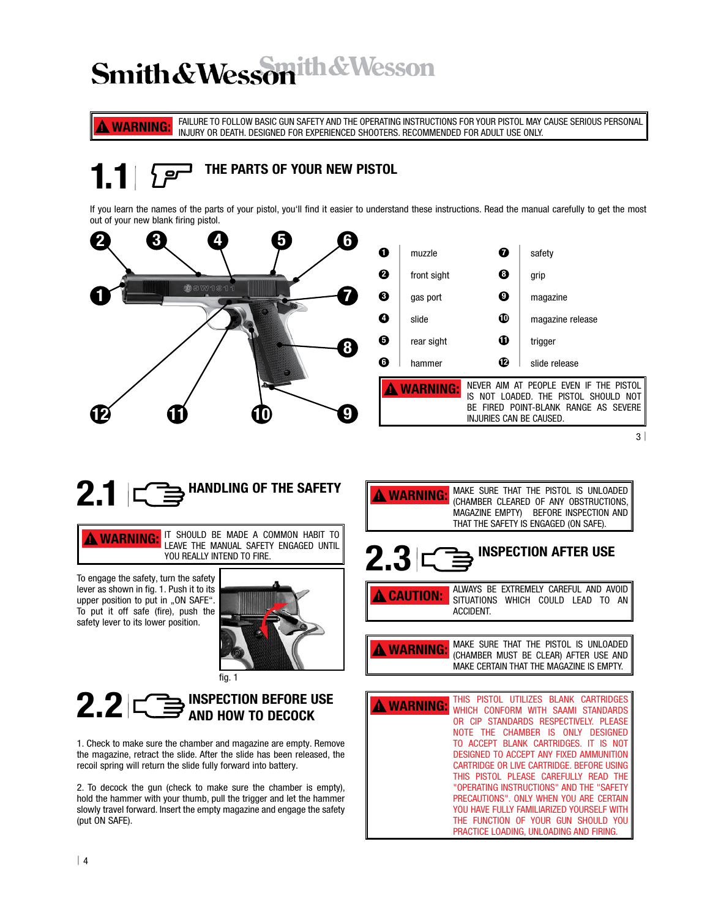Smith&Wesson

**⚠ WARNING:** FAILURE TO FOLLOW BASIC GUN SAFETY AND THE OPERATING INSTRUCTIONS FOR YOUR PISTOL MAY CAUSE SERIOUS PERSONAL INJURY OR DEATH. DESIGNED FOR EXPERIENCED SHOOTERS. RECOMMENDED FOR ADULT USE ONLY.

## 1.1 THE PARTS OF YOUR NEW PISTOL

If you learn the names of the parts of your pistol, you'll find it easier to understand these instructions. Read the manual carefully to get the most out of your new blank firing pistol.

| | | | |
|---|---|---|---|
| 1 | muzzle | 7 | safety |
| 2 | front sight | 8 | grip |
| 3 | gas port | 9 | magazine |
| 4 | slide | 10 | magazine release |
| 5 | rear sight | 11 | trigger |
| 6 | hammer | 12 | slide release |

**⚠ WARNING:** NEVER AIM AT PEOPLE EVEN IF THE PISTOL IS NOT LOADED. THE PISTOL SHOULD NOT BE FIRED POINT-BLANK RANGE AS SEVERE INJURIES CAN BE CAUSED.

## 2.1 HANDLING OF THE SAFETY

**⚠ WARNING:** IT SHOULD BE MADE A COMMON HABIT TO LEAVE THE MANUAL SAFETY ENGAGED UNTIL YOU REALLY INTEND TO FIRE.

To engage the safety, turn the safety lever as shown in fig. 1. Push it to its upper position to put in „ON SAFE". To put it off safe (fire), push the safety lever to its lower position.

fig. 1

## 2.2 INSPECTION BEFORE USE AND HOW TO DECOCK

1. Check to make sure the chamber and magazine are empty. Remove the magazine, retract the slide. After the slide has been released, the recoil spring will return the slide fully forward into battery.

2. To decock the gun (check to make sure the chamber is empty), hold the hammer with your thumb, pull the trigger and let the hammer slowly travel forward. Insert the empty magazine and engage the safety (put ON SAFE).

**⚠ WARNING:** MAKE SURE THAT THE PISTOL IS UNLOADED (CHAMBER CLEARED OF ANY OBSTRUCTIONS, MAGAZINE EMPTY) BEFORE INSPECTION AND THAT THE SAFETY IS ENGAGED (ON SAFE).

## 2.3 INSPECTION AFTER USE

**⚠ CAUTION:** ALWAYS BE EXTREMELY CAREFUL AND AVOID SITUATIONS WHICH COULD LEAD TO AN ACCIDENT.

**⚠ WARNING:** MAKE SURE THAT THE PISTOL IS UNLOADED (CHAMBER MUST BE CLEAR) AFTER USE AND MAKE CERTAIN THAT THE MAGAZINE IS EMPTY.

**⚠ WARNING:** THIS PISTOL UTILIZES BLANK CARTRIDGES WHICH CONFORM WITH SAAMI STANDARDS OR CIP STANDARDS RESPECTIVELY. PLEASE NOTE THE CHAMBER IS ONLY DESIGNED TO ACCEPT BLANK CARTRIDGES. IT IS NOT DESIGNED TO ACCEPT ANY FIXED AMMUNITION CARTRIDGE OR LIVE CARTRIDGE. BEFORE USING THIS PISTOL PLEASE CAREFULLY READ THE "OPERATING INSTRUCTIONS" AND THE "SAFETY PRECAUTIONS". ONLY WHEN YOU ARE CERTAIN YOU HAVE FULLY FAMILIARIZED YOURSELF WITH THE FUNCTION OF YOUR GUN SHOULD YOU PRACTICE LOADING, UNLOADING AND FIRING.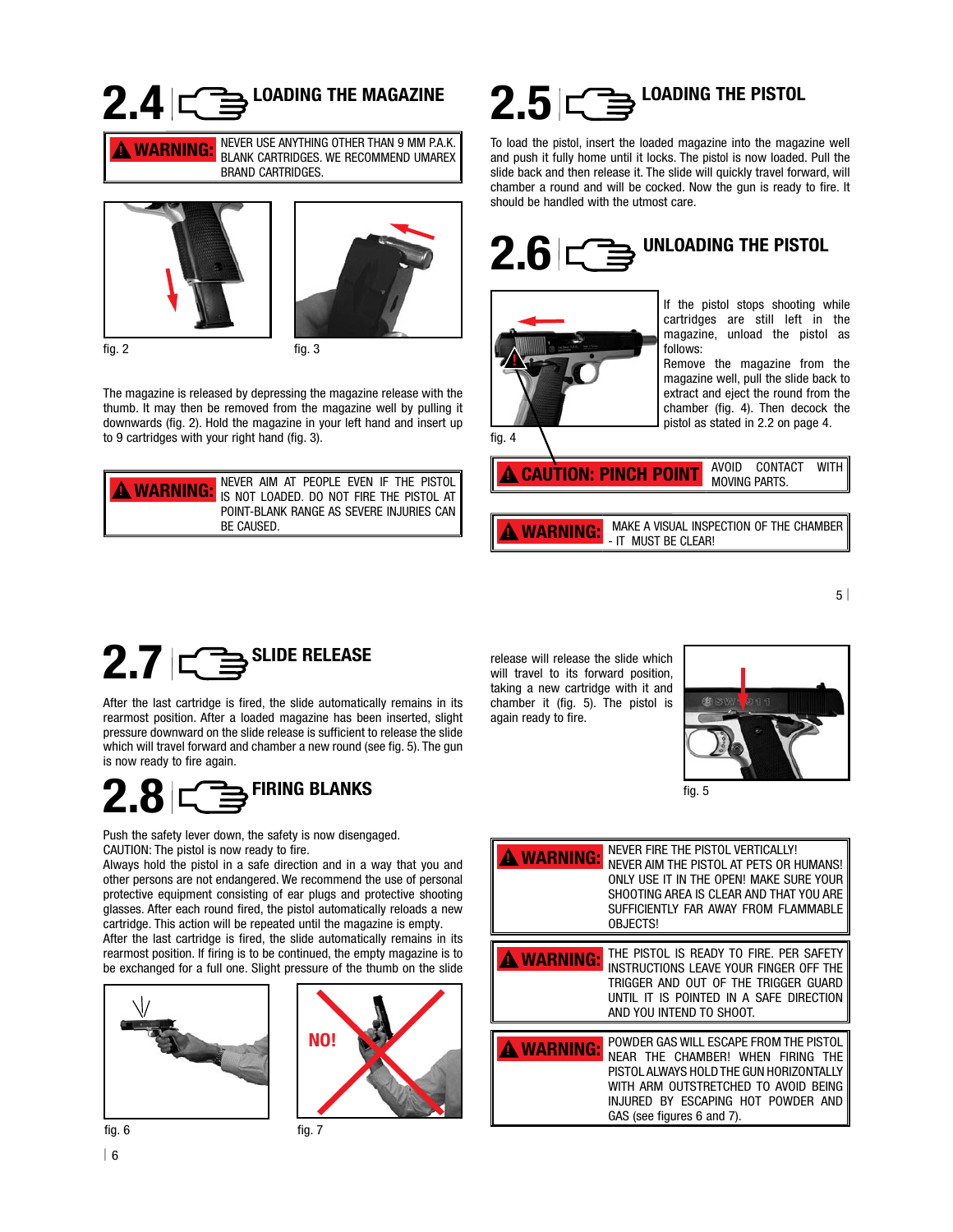## 2.4 LOADING THE MAGAZINE

**WARNING:** NEVER USE ANYTHING OTHER THAN 9 MM P.A.K. BLANK CARTRIDGES. WE RECOMMEND UMAREX BRAND CARTRIDGES.

fig. 2

fig. 3

The magazine is released by depressing the magazine release with the thumb. It may then be removed from the magazine well by pulling it downwards (fig. 2). Hold the magazine in your left hand and insert up to 9 cartridges with your right hand (fig. 3).

**WARNING:** NEVER AIM AT PEOPLE EVEN IF THE PISTOL IS NOT LOADED. DO NOT FIRE THE PISTOL AT POINT-BLANK RANGE AS SEVERE INJURIES CAN BE CAUSED.

## 2.5 LOADING THE PISTOL

To load the pistol, insert the loaded magazine into the magazine well and push it fully home until it locks. The pistol is now loaded. Pull the slide back and then release it. The slide will quickly travel forward, will chamber a round and will be cocked. Now the gun is ready to fire. It should be handled with the utmost care.

## 2.6 UNLOADING THE PISTOL

fig. 4

If the pistol stops shooting while cartridges are still left in the magazine, unload the pistol as follows:
Remove the magazine from the magazine well, pull the slide back to extract and eject the round from the chamber (fig. 4). Then decock the pistol as stated in 2.2 on page 4.

**CAUTION: PINCH POINT** AVOID CONTACT WITH MOVING PARTS.

**WARNING:** MAKE A VISUAL INSPECTION OF THE CHAMBER - IT MUST BE CLEAR!

## 2.7 SLIDE RELEASE

After the last cartridge is fired, the slide automatically remains in its rearmost position. After a loaded magazine has been inserted, slight pressure downward on the slide release is sufficient to release the slide which will travel forward and chamber a new round (see fig. 5). The gun is now ready to fire again.

## 2.8 FIRING BLANKS

Push the safety lever down, the safety is now disengaged.
CAUTION: The pistol is now ready to fire.
Always hold the pistol in a safe direction and in a way that you and other persons are not endangered. We recommend the use of personal protective equipment consisting of ear plugs and protective shooting glasses. After each round fired, the pistol automatically reloads a new cartridge. This action will be repeated until the magazine is empty.
After the last cartridge is fired, the slide automatically remains in its rearmost position. If firing is to be continued, the empty magazine is to be exchanged for a full one. Slight pressure of the thumb on the slide release will release the slide which will travel to its forward position, taking a new cartridge with it and chamber it (fig. 5). The pistol is again ready to fire.

fig. 5

fig. 6

NO!

fig. 7

**WARNING:** NEVER FIRE THE PISTOL VERTICALLY! NEVER AIM THE PISTOL AT PETS OR HUMANS! ONLY USE IT IN THE OPEN! MAKE SURE YOUR SHOOTING AREA IS CLEAR AND THAT YOU ARE SUFFICIENTLY FAR AWAY FROM FLAMMABLE OBJECTS!

**WARNING:** THE PISTOL IS READY TO FIRE. PER SAFETY INSTRUCTIONS LEAVE YOUR FINGER OFF THE TRIGGER AND OUT OF THE TRIGGER GUARD UNTIL IT IS POINTED IN A SAFE DIRECTION AND YOU INTEND TO SHOOT.

**WARNING:** POWDER GAS WILL ESCAPE FROM THE PISTOL NEAR THE CHAMBER! WHEN FIRING THE PISTOL ALWAYS HOLD THE GUN HORIZONTALLY WITH ARM OUTSTRETCHED TO AVOID BEING INJURED BY ESCAPING HOT POWDER AND GAS (see figures 6 and 7).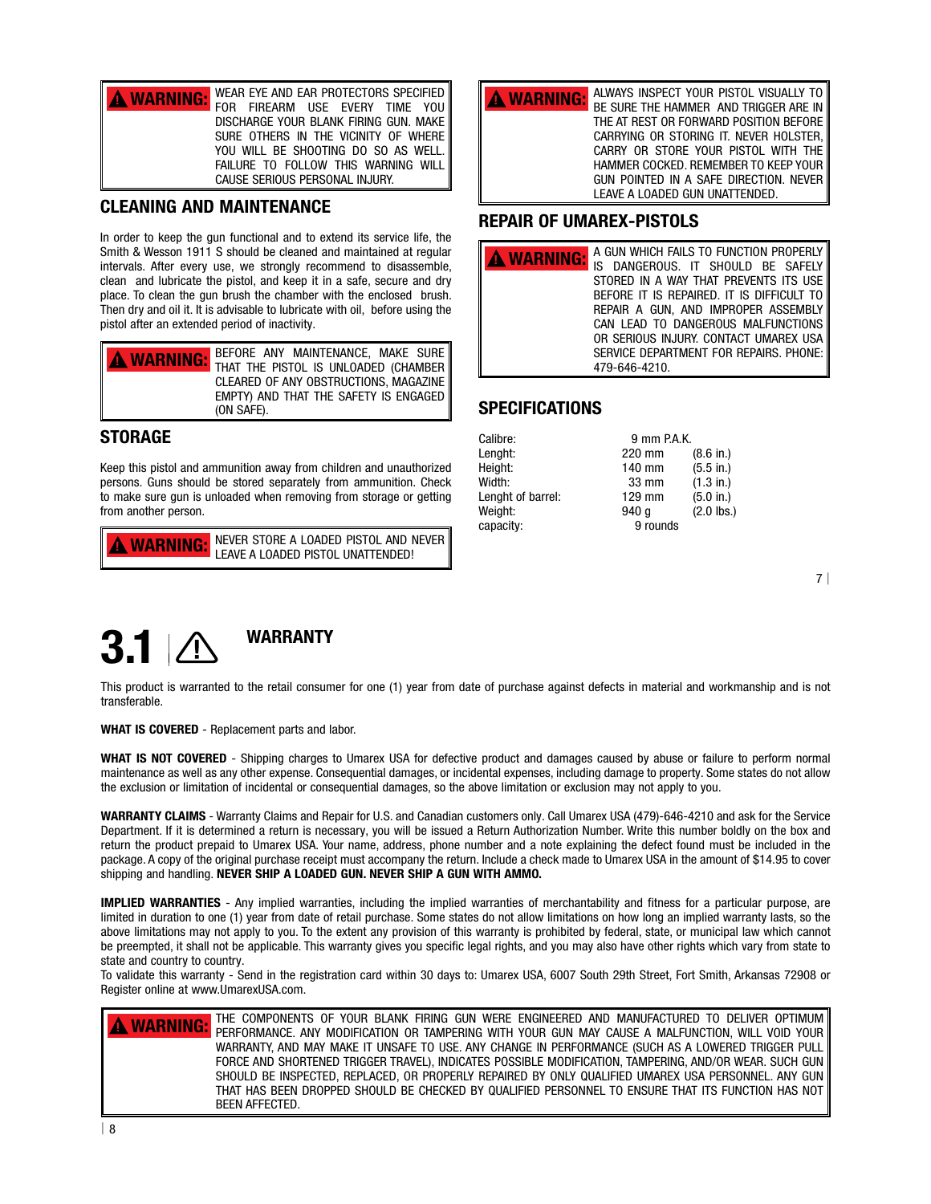**WARNING:** WEAR EYE AND EAR PROTECTORS SPECIFIED FOR FIREARM USE EVERY TIME YOU DISCHARGE YOUR BLANK FIRING GUN. MAKE SURE OTHERS IN THE VICINITY OF WHERE YOU WILL BE SHOOTING DO SO AS WELL. FAILURE TO FOLLOW THIS WARNING WILL CAUSE SERIOUS PERSONAL INJURY.

## CLEANING AND MAINTENANCE

In order to keep the gun functional and to extend its service life, the Smith & Wesson 1911 S should be cleaned and maintained at regular intervals. After every use, we strongly recommend to disassemble, clean and lubricate the pistol, and keep it in a safe, secure and dry place. To clean the gun brush the chamber with the enclosed brush. Then dry and oil it. It is advisable to lubricate with oil, before using the pistol after an extended period of inactivity.

**WARNING:** BEFORE ANY MAINTENANCE, MAKE SURE THAT THE PISTOL IS UNLOADED (CHAMBER CLEARED OF ANY OBSTRUCTIONS, MAGAZINE EMPTY) AND THAT THE SAFETY IS ENGAGED (ON SAFE).

## STORAGE

Keep this pistol and ammunition away from children and unauthorized persons. Guns should be stored separately from ammunition. Check to make sure gun is unloaded when removing from storage or getting from another person.

**WARNING:** NEVER STORE A LOADED PISTOL AND NEVER LEAVE A LOADED PISTOL UNATTENDED!

**WARNING:** ALWAYS INSPECT YOUR PISTOL VISUALLY TO BE SURE THE HAMMER AND TRIGGER ARE IN THE AT REST OR FORWARD POSITION BEFORE CARRYING OR STORING IT. NEVER HOLSTER, CARRY OR STORE YOUR PISTOL WITH THE HAMMER COCKED. REMEMBER TO KEEP YOUR GUN POINTED IN A SAFE DIRECTION. NEVER LEAVE A LOADED GUN UNATTENDED.

## REPAIR OF UMAREX-PISTOLS

**WARNING:** A GUN WHICH FAILS TO FUNCTION PROPERLY IS DANGEROUS. IT SHOULD BE SAFELY STORED IN A WAY THAT PREVENTS ITS USE BEFORE IT IS REPAIRED. IT IS DIFFICULT TO REPAIR A GUN, AND IMPROPER ASSEMBLY CAN LEAD TO DANGEROUS MALFUNCTIONS OR SERIOUS INJURY. CONTACT UMAREX USA SERVICE DEPARTMENT FOR REPAIRS. PHONE: 479-646-4210.

## SPECIFICATIONS

| | | |
|---|---|---|
| Calibre: | 9 mm P.A.K. | |
| Lenght: | 220 mm | (8.6 in.) |
| Height: | 140 mm | (5.5 in.) |
| Width: | 33 mm | (1.3 in.) |
| Lenght of barrel: | 129 mm | (5.0 in.) |
| Weight: | 940 g | (2.0 lbs.) |
| capacity: | 9 rounds | |

# 3.1 WARRANTY

This product is warranted to the retail consumer for one (1) year from date of purchase against defects in material and workmanship and is not transferable.

**WHAT IS COVERED** - Replacement parts and labor.

**WHAT IS NOT COVERED** - Shipping charges to Umarex USA for defective product and damages caused by abuse or failure to perform normal maintenance as well as any other expense. Consequential damages, or incidental expenses, including damage to property. Some states do not allow the exclusion or limitation of incidental or consequential damages, so the above limitation or exclusion may not apply to you.

**WARRANTY CLAIMS** - Warranty Claims and Repair for U.S. and Canadian customers only. Call Umarex USA (479)-646-4210 and ask for the Service Department. If it is determined a return is necessary, you will be issued a Return Authorization Number. Write this number boldly on the box and return the product prepaid to Umarex USA. Your name, address, phone number and a note explaining the defect found must be included in the package. A copy of the original purchase receipt must accompany the return. Include a check made to Umarex USA in the amount of $14.95 to cover shipping and handling. **NEVER SHIP A LOADED GUN. NEVER SHIP A GUN WITH AMMO.**

**IMPLIED WARRANTIES** - Any implied warranties, including the implied warranties of merchantability and fitness for a particular purpose, are limited in duration to one (1) year from date of retail purchase. Some states do not allow limitations on how long an implied warranty lasts, so the above limitations may not apply to you. To the extent any provision of this warranty is prohibited by federal, state, or municipal law which cannot be preempted, it shall not be applicable. This warranty gives you specific legal rights, and you may also have other rights which vary from state to state and country to country.

To validate this warranty - Send in the registration card within 30 days to: Umarex USA, 6007 South 29th Street, Fort Smith, Arkansas 72908 or Register online at www.UmarexUSA.com.

**WARNING:** THE COMPONENTS OF YOUR BLANK FIRING GUN WERE ENGINEERED AND MANUFACTURED TO DELIVER OPTIMUM PERFORMANCE. ANY MODIFICATION OR TAMPERING WITH YOUR GUN MAY CAUSE A MALFUNCTION, WILL VOID YOUR WARRANTY, AND MAY MAKE IT UNSAFE TO USE. ANY CHANGE IN PERFORMANCE (SUCH AS A LOWERED TRIGGER PULL FORCE AND SHORTENED TRIGGER TRAVEL), INDICATES POSSIBLE MODIFICATION, TAMPERING, AND/OR WEAR. SUCH GUN SHOULD BE INSPECTED, REPLACED, OR PROPERLY REPAIRED BY ONLY QUALIFIED UMAREX USA PERSONNEL. ANY GUN THAT HAS BEEN DROPPED SHOULD BE CHECKED BY QUALIFIED PERSONNEL TO ENSURE THAT ITS FUNCTION HAS NOT BEEN AFFECTED.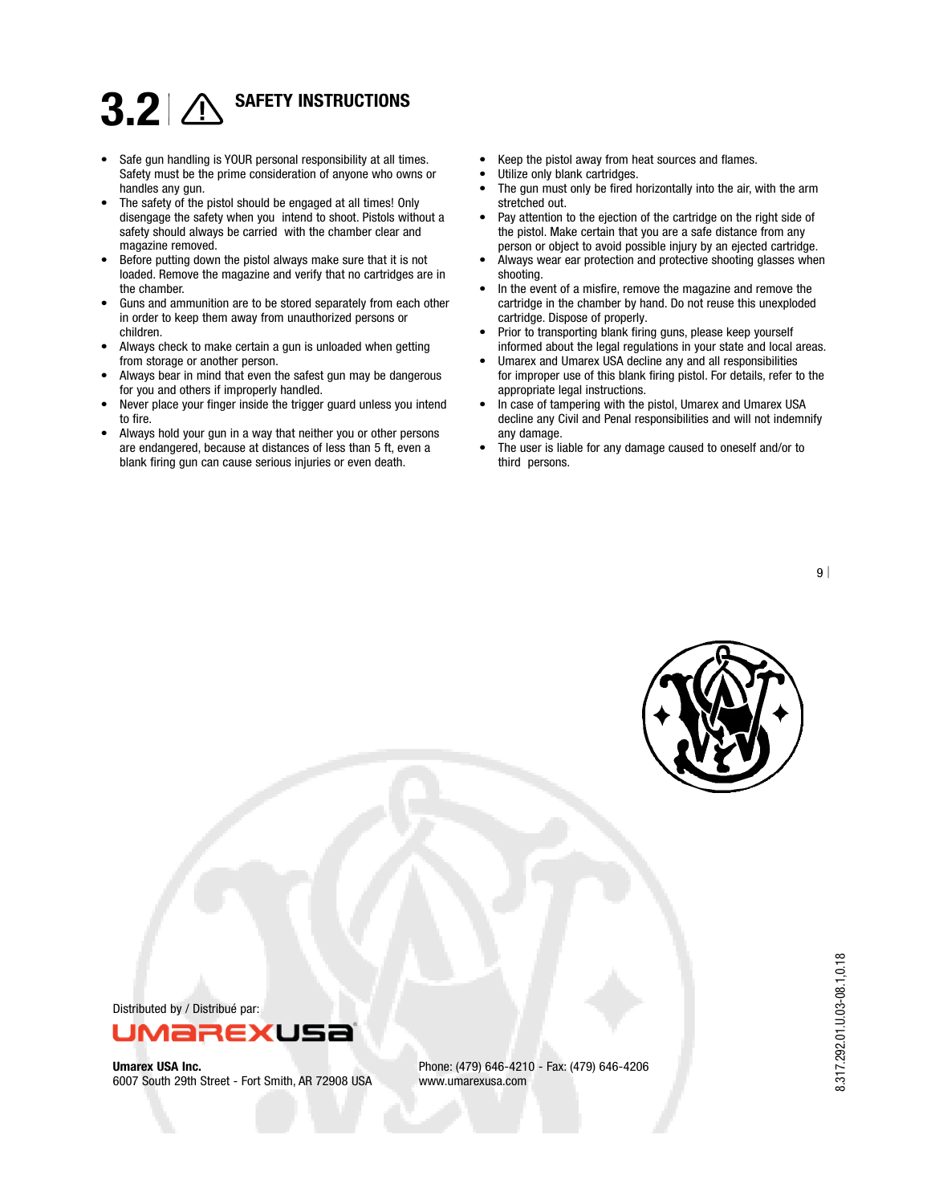## 3.2 SAFETY INSTRUCTIONS

- Safe gun handling is YOUR personal responsibility at all times. Safety must be the prime consideration of anyone who owns or handles any gun.
- The safety of the pistol should be engaged at all times! Only disengage the safety when you intend to shoot. Pistols without a safety should always be carried with the chamber clear and magazine removed.
- Before putting down the pistol always make sure that it is not loaded. Remove the magazine and verify that no cartridges are in the chamber.
- Guns and ammunition are to be stored separately from each other in order to keep them away from unauthorized persons or children.
- Always check to make certain a gun is unloaded when getting from storage or another person.
- Always bear in mind that even the safest gun may be dangerous for you and others if improperly handled.
- Never place your finger inside the trigger guard unless you intend to fire.
- Always hold your gun in a way that neither you or other persons are endangered, because at distances of less than 5 ft, even a blank firing gun can cause serious injuries or even death.
- Keep the pistol away from heat sources and flames.
- Utilize only blank cartridges.
- The gun must only be fired horizontally into the air, with the arm stretched out.
- Pay attention to the ejection of the cartridge on the right side of the pistol. Make certain that you are a safe distance from any person or object to avoid possible injury by an ejected cartridge.
- Always wear ear protection and protective shooting glasses when shooting.
- In the event of a misfire, remove the magazine and remove the cartridge in the chamber by hand. Do not reuse this unexploded cartridge. Dispose of properly.
- Prior to transporting blank firing guns, please keep yourself informed about the legal regulations in your state and local areas.
- Umarex and Umarex USA decline any and all responsibilities for improper use of this blank firing pistol. For details, refer to the appropriate legal instructions.
- In case of tampering with the pistol, Umarex and Umarex USA decline any Civil and Penal responsibilities and will not indemnify any damage.
- The user is liable for any damage caused to oneself and/or to third persons.

Distributed by / Distribué par:

UMAREXUSA

**Umarex USA Inc.**
6007 South 29th Street - Fort Smith, AR 72908 USA

Phone: (479) 646-4210 - Fax: (479) 646-4206
www.umarexusa.com

8.317.292.01.U.03-08.1.0.18